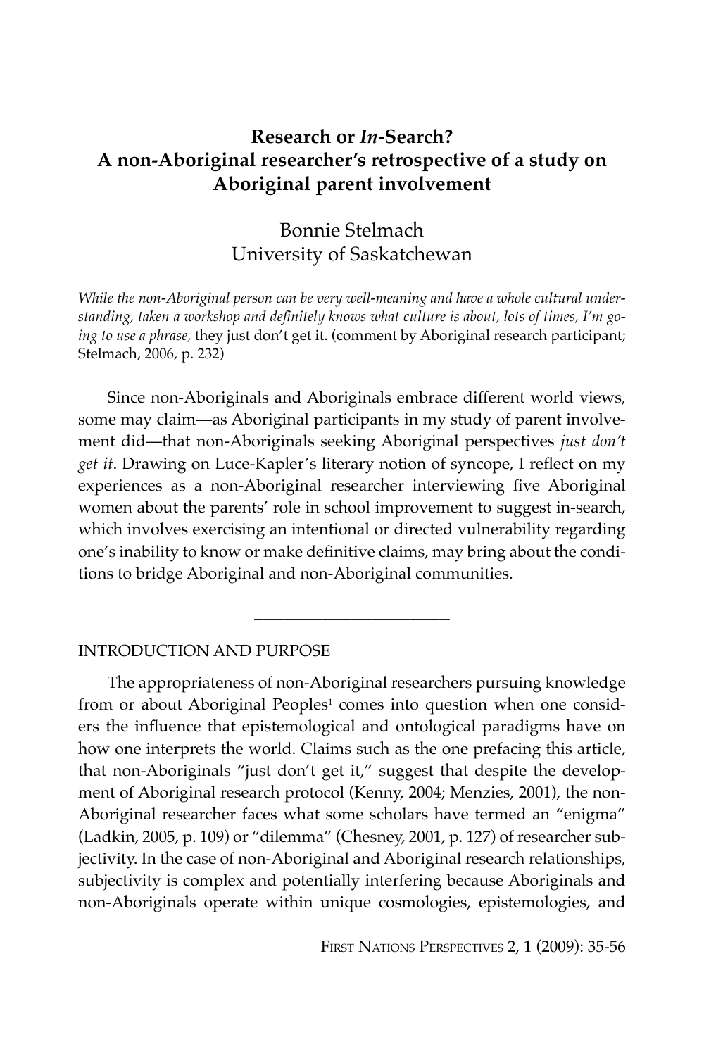# Research or *In*-Search?
# A non-Aboriginal researcher's retrospective of a study on Aboriginal parent involvement

Bonnie Stelmach
University of Saskatchewan

*While the non-Aboriginal person can be very well-meaning and have a whole cultural understanding, taken a workshop and definitely knows what culture is about, lots of times, I'm going to use a phrase,* they just don't get it. (comment by Aboriginal research participant; Stelmach, 2006, p. 232)

Since non-Aboriginals and Aboriginals embrace different world views, some may claim—as Aboriginal participants in my study of parent involvement did—that non-Aboriginals seeking Aboriginal perspectives *just don't get it*. Drawing on Luce-Kapler's literary notion of syncope, I reflect on my experiences as a non-Aboriginal researcher interviewing five Aboriginal women about the parents' role in school improvement to suggest in-search, which involves exercising an intentional or directed vulnerability regarding one's inability to know or make definitive claims, may bring about the conditions to bridge Aboriginal and non-Aboriginal communities.

---

## INTRODUCTION AND PURPOSE

The appropriateness of non-Aboriginal researchers pursuing knowledge from or about Aboriginal Peoples[1] comes into question when one considers the influence that epistemological and ontological paradigms have on how one interprets the world. Claims such as the one prefacing this article, that non-Aboriginals "just don't get it," suggest that despite the development of Aboriginal research protocol (Kenny, 2004; Menzies, 2001), the non-Aboriginal researcher faces what some scholars have termed an "enigma" (Ladkin, 2005, p. 109) or "dilemma" (Chesney, 2001, p. 127) of researcher subjectivity. In the case of non-Aboriginal and Aboriginal research relationships, subjectivity is complex and potentially interfering because Aboriginals and non-Aboriginals operate within unique cosmologies, epistemologies, and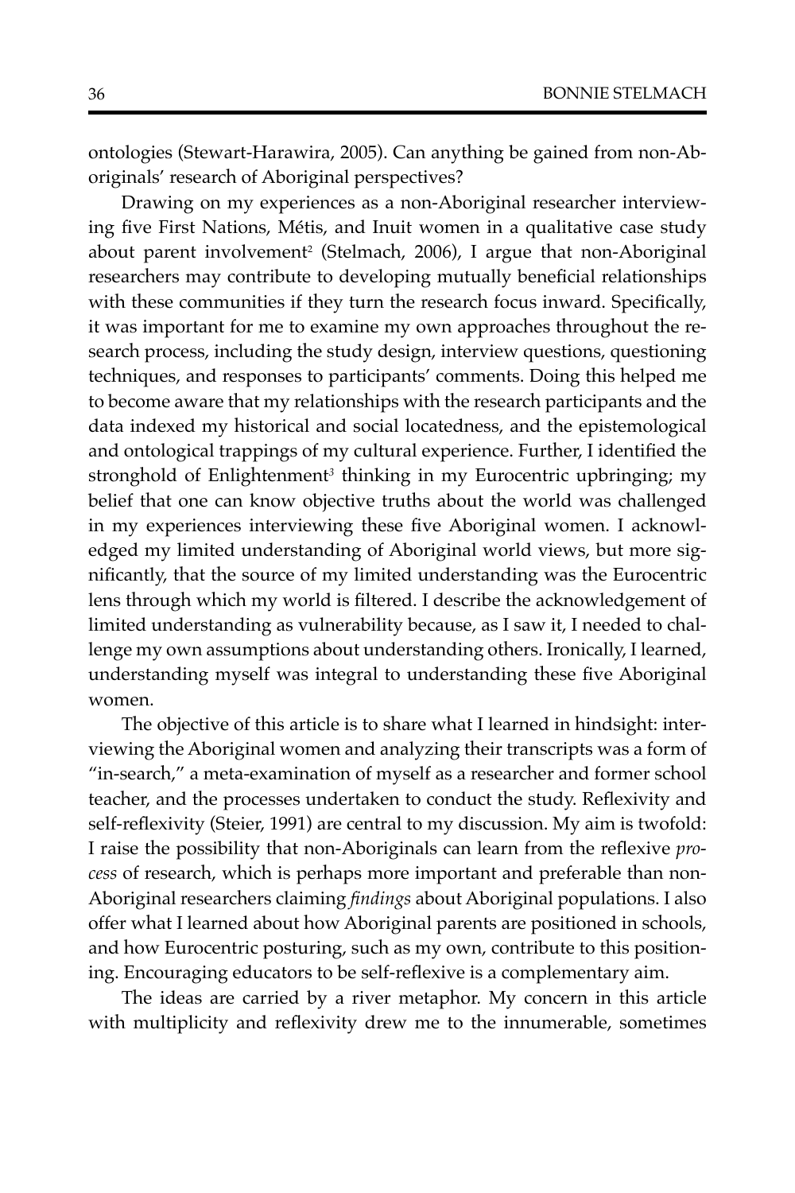ontologies (Stewart-Harawira, 2005). Can anything be gained from non-Aboriginals' research of Aboriginal perspectives?

Drawing on my experiences as a non-Aboriginal researcher interviewing five First Nations, Métis, and Inuit women in a qualitative case study about parent involvement[2] (Stelmach, 2006), I argue that non-Aboriginal researchers may contribute to developing mutually beneficial relationships with these communities if they turn the research focus inward. Specifically, it was important for me to examine my own approaches throughout the research process, including the study design, interview questions, questioning techniques, and responses to participants' comments. Doing this helped me to become aware that my relationships with the research participants and the data indexed my historical and social locatedness, and the epistemological and ontological trappings of my cultural experience. Further, I identified the stronghold of Enlightenment[3] thinking in my Eurocentric upbringing; my belief that one can know objective truths about the world was challenged in my experiences interviewing these five Aboriginal women. I acknowledged my limited understanding of Aboriginal world views, but more significantly, that the source of my limited understanding was the Eurocentric lens through which my world is filtered. I describe the acknowledgement of limited understanding as vulnerability because, as I saw it, I needed to challenge my own assumptions about understanding others. Ironically, I learned, understanding myself was integral to understanding these five Aboriginal women.

The objective of this article is to share what I learned in hindsight: interviewing the Aboriginal women and analyzing their transcripts was a form of "in-search," a meta-examination of myself as a researcher and former school teacher, and the processes undertaken to conduct the study. Reflexivity and self-reflexivity (Steier, 1991) are central to my discussion. My aim is twofold: I raise the possibility that non-Aboriginals can learn from the reflexive *process* of research, which is perhaps more important and preferable than non-Aboriginal researchers claiming *findings* about Aboriginal populations. I also offer what I learned about how Aboriginal parents are positioned in schools, and how Eurocentric posturing, such as my own, contribute to this positioning. Encouraging educators to be self-reflexive is a complementary aim.

The ideas are carried by a river metaphor. My concern in this article with multiplicity and reflexivity drew me to the innumerable, sometimes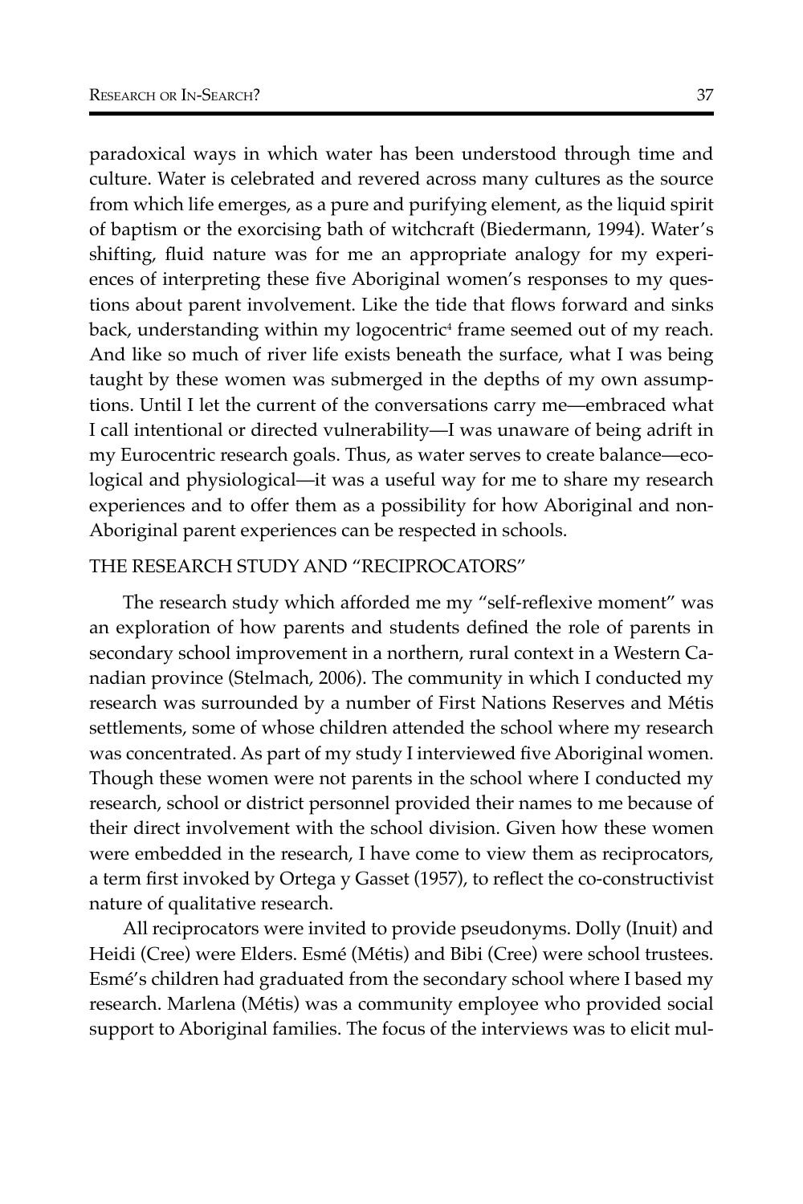paradoxical ways in which water has been understood through time and culture. Water is celebrated and revered across many cultures as the source from which life emerges, as a pure and purifying element, as the liquid spirit of baptism or the exorcising bath of witchcraft (Biedermann, 1994). Water's shifting, fluid nature was for me an appropriate analogy for my experiences of interpreting these five Aboriginal women's responses to my questions about parent involvement. Like the tide that flows forward and sinks back, understanding within my logocentric[4] frame seemed out of my reach. And like so much of river life exists beneath the surface, what I was being taught by these women was submerged in the depths of my own assumptions. Until I let the current of the conversations carry me—embraced what I call intentional or directed vulnerability—I was unaware of being adrift in my Eurocentric research goals. Thus, as water serves to create balance—ecological and physiological—it was a useful way for me to share my research experiences and to offer them as a possibility for how Aboriginal and non-Aboriginal parent experiences can be respected in schools.

## THE RESEARCH STUDY AND "RECIPROCATORS"

The research study which afforded me my "self-reflexive moment" was an exploration of how parents and students defined the role of parents in secondary school improvement in a northern, rural context in a Western Canadian province (Stelmach, 2006). The community in which I conducted my research was surrounded by a number of First Nations Reserves and Métis settlements, some of whose children attended the school where my research was concentrated. As part of my study I interviewed five Aboriginal women. Though these women were not parents in the school where I conducted my research, school or district personnel provided their names to me because of their direct involvement with the school division. Given how these women were embedded in the research, I have come to view them as reciprocators, a term first invoked by Ortega y Gasset (1957), to reflect the co-constructivist nature of qualitative research.

All reciprocators were invited to provide pseudonyms. Dolly (Inuit) and Heidi (Cree) were Elders. Esmé (Métis) and Bibi (Cree) were school trustees. Esmé's children had graduated from the secondary school where I based my research. Marlena (Métis) was a community employee who provided social support to Aboriginal families. The focus of the interviews was to elicit mul-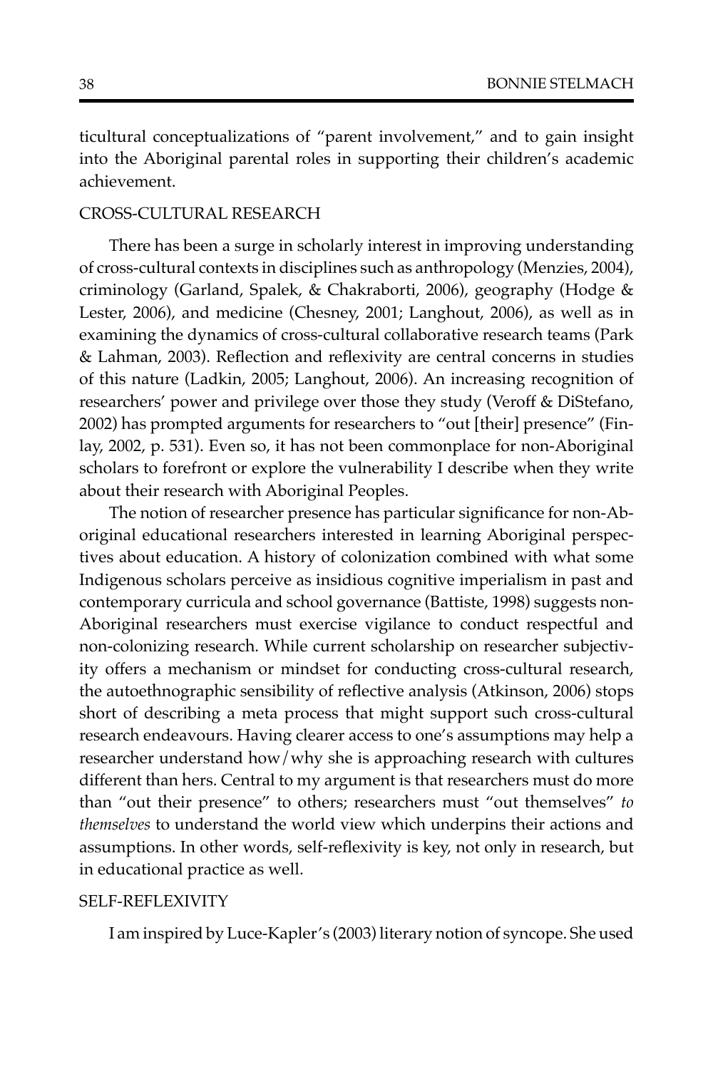ticultural conceptualizations of "parent involvement," and to gain insight into the Aboriginal parental roles in supporting their children's academic achievement.

## CROSS-CULTURAL RESEARCH

There has been a surge in scholarly interest in improving understanding of cross-cultural contexts in disciplines such as anthropology (Menzies, 2004), criminology (Garland, Spalek, & Chakraborti, 2006), geography (Hodge & Lester, 2006), and medicine (Chesney, 2001; Langhout, 2006), as well as in examining the dynamics of cross-cultural collaborative research teams (Park & Lahman, 2003). Reflection and reflexivity are central concerns in studies of this nature (Ladkin, 2005; Langhout, 2006). An increasing recognition of researchers' power and privilege over those they study (Veroff & DiStefano, 2002) has prompted arguments for researchers to "out [their] presence" (Finlay, 2002, p. 531). Even so, it has not been commonplace for non-Aboriginal scholars to forefront or explore the vulnerability I describe when they write about their research with Aboriginal Peoples.

The notion of researcher presence has particular significance for non-Aboriginal educational researchers interested in learning Aboriginal perspectives about education. A history of colonization combined with what some Indigenous scholars perceive as insidious cognitive imperialism in past and contemporary curricula and school governance (Battiste, 1998) suggests non-Aboriginal researchers must exercise vigilance to conduct respectful and non-colonizing research. While current scholarship on researcher subjectivity offers a mechanism or mindset for conducting cross-cultural research, the autoethnographic sensibility of reflective analysis (Atkinson, 2006) stops short of describing a meta process that might support such cross-cultural research endeavours. Having clearer access to one's assumptions may help a researcher understand how/why she is approaching research with cultures different than hers. Central to my argument is that researchers must do more than "out their presence" to others; researchers must "out themselves" *to themselves* to understand the world view which underpins their actions and assumptions. In other words, self-reflexivity is key, not only in research, but in educational practice as well.

## SELF-REFLEXIVITY

I am inspired by Luce-Kapler's (2003) literary notion of syncope. She used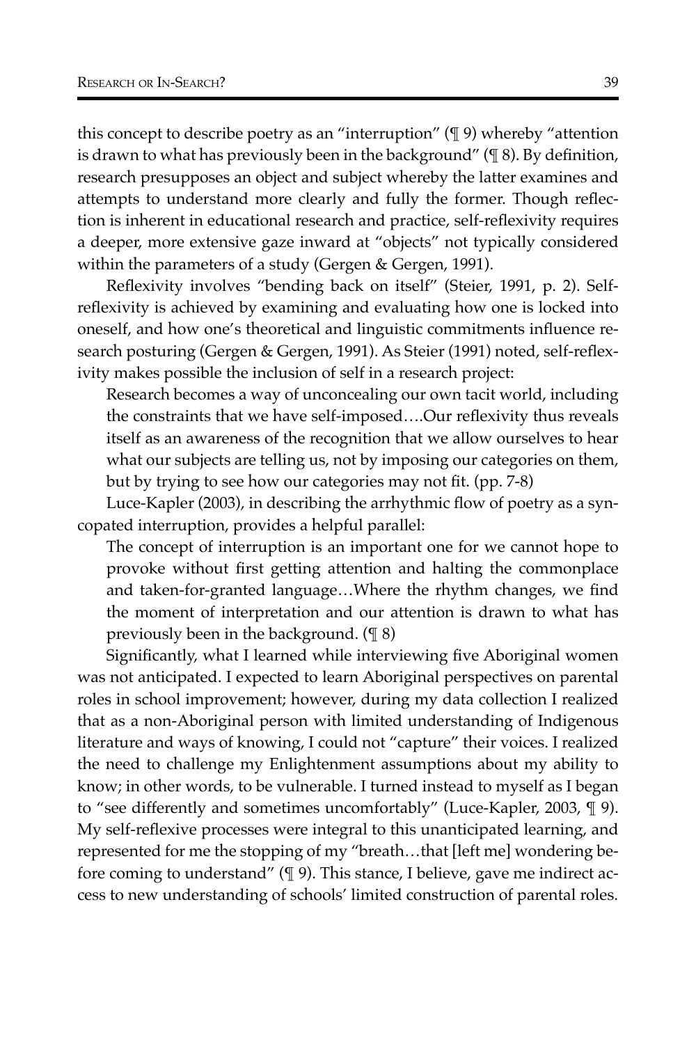this concept to describe poetry as an "interruption" (¶ 9) whereby "attention is drawn to what has previously been in the background" (¶ 8). By definition, research presupposes an object and subject whereby the latter examines and attempts to understand more clearly and fully the former. Though reflection is inherent in educational research and practice, self-reflexivity requires a deeper, more extensive gaze inward at "objects" not typically considered within the parameters of a study (Gergen & Gergen, 1991).

Reflexivity involves "bending back on itself" (Steier, 1991, p. 2). Self-reflexivity is achieved by examining and evaluating how one is locked into oneself, and how one's theoretical and linguistic commitments influence research posturing (Gergen & Gergen, 1991). As Steier (1991) noted, self-reflexivity makes possible the inclusion of self in a research project:

> Research becomes a way of unconcealing our own tacit world, including the constraints that we have self-imposed….Our reflexivity thus reveals itself as an awareness of the recognition that we allow ourselves to hear what our subjects are telling us, not by imposing our categories on them, but by trying to see how our categories may not fit. (pp. 7-8)

Luce-Kapler (2003), in describing the arrhythmic flow of poetry as a syncopated interruption, provides a helpful parallel:

> The concept of interruption is an important one for we cannot hope to provoke without first getting attention and halting the commonplace and taken-for-granted language…Where the rhythm changes, we find the moment of interpretation and our attention is drawn to what has previously been in the background. (¶ 8)

Significantly, what I learned while interviewing five Aboriginal women was not anticipated. I expected to learn Aboriginal perspectives on parental roles in school improvement; however, during my data collection I realized that as a non-Aboriginal person with limited understanding of Indigenous literature and ways of knowing, I could not "capture" their voices. I realized the need to challenge my Enlightenment assumptions about my ability to know; in other words, to be vulnerable. I turned instead to myself as I began to "see differently and sometimes uncomfortably" (Luce-Kapler, 2003, ¶ 9). My self-reflexive processes were integral to this unanticipated learning, and represented for me the stopping of my "breath…that [left me] wondering before coming to understand" (¶ 9). This stance, I believe, gave me indirect access to new understanding of schools' limited construction of parental roles.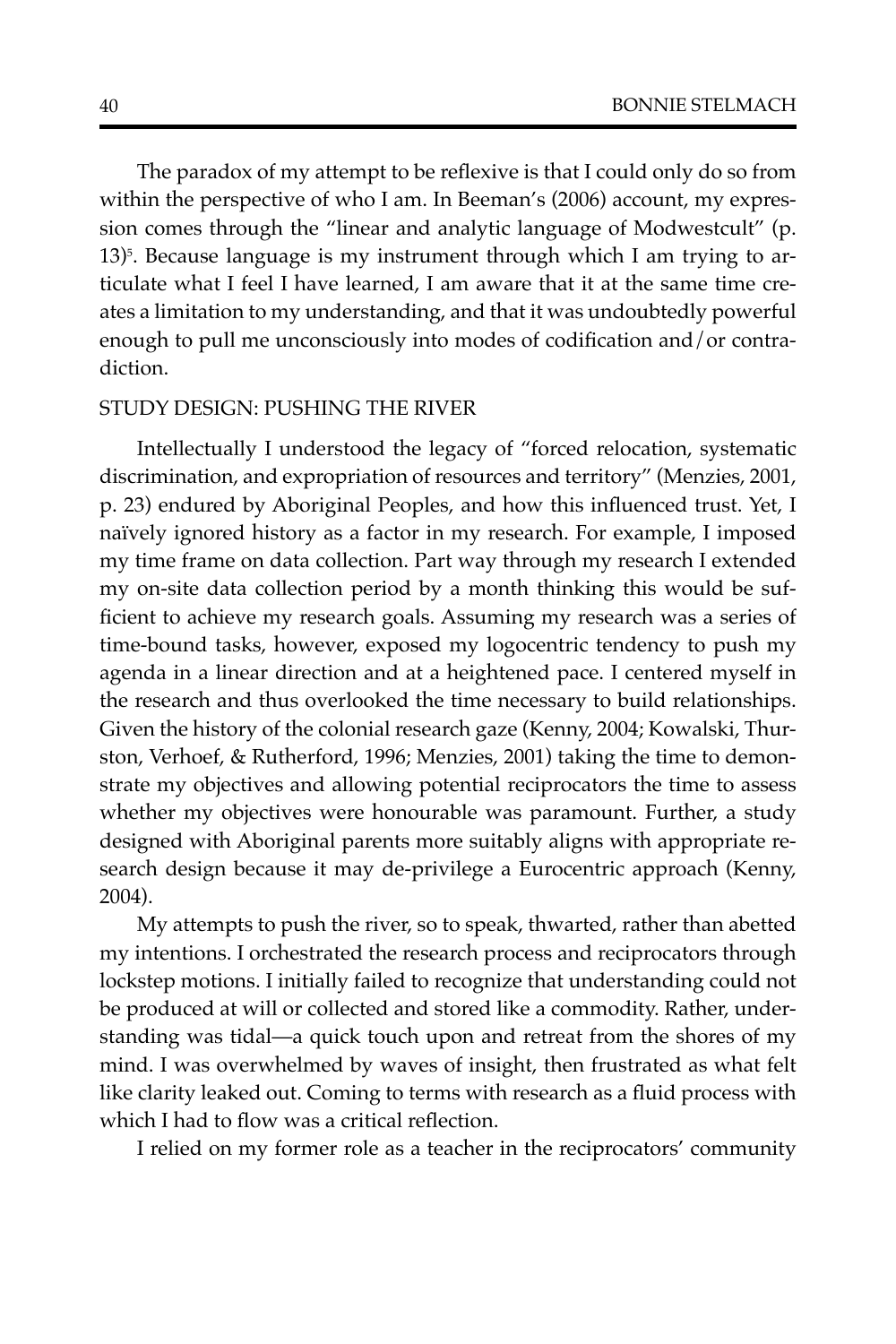The paradox of my attempt to be reflexive is that I could only do so from within the perspective of who I am. In Beeman's (2006) account, my expression comes through the "linear and analytic language of Modwestcult" (p. 13)[5]. Because language is my instrument through which I am trying to articulate what I feel I have learned, I am aware that it at the same time creates a limitation to my understanding, and that it was undoubtedly powerful enough to pull me unconsciously into modes of codification and/or contradiction.

## STUDY DESIGN: PUSHING THE RIVER

Intellectually I understood the legacy of "forced relocation, systematic discrimination, and expropriation of resources and territory" (Menzies, 2001, p. 23) endured by Aboriginal Peoples, and how this influenced trust. Yet, I naïvely ignored history as a factor in my research. For example, I imposed my time frame on data collection. Part way through my research I extended my on-site data collection period by a month thinking this would be sufficient to achieve my research goals. Assuming my research was a series of time-bound tasks, however, exposed my logocentric tendency to push my agenda in a linear direction and at a heightened pace. I centered myself in the research and thus overlooked the time necessary to build relationships. Given the history of the colonial research gaze (Kenny, 2004; Kowalski, Thurston, Verhoef, & Rutherford, 1996; Menzies, 2001) taking the time to demonstrate my objectives and allowing potential reciprocators the time to assess whether my objectives were honourable was paramount. Further, a study designed with Aboriginal parents more suitably aligns with appropriate research design because it may de-privilege a Eurocentric approach (Kenny, 2004).

My attempts to push the river, so to speak, thwarted, rather than abetted my intentions. I orchestrated the research process and reciprocators through lockstep motions. I initially failed to recognize that understanding could not be produced at will or collected and stored like a commodity. Rather, understanding was tidal—a quick touch upon and retreat from the shores of my mind. I was overwhelmed by waves of insight, then frustrated as what felt like clarity leaked out. Coming to terms with research as a fluid process with which I had to flow was a critical reflection.

I relied on my former role as a teacher in the reciprocators' community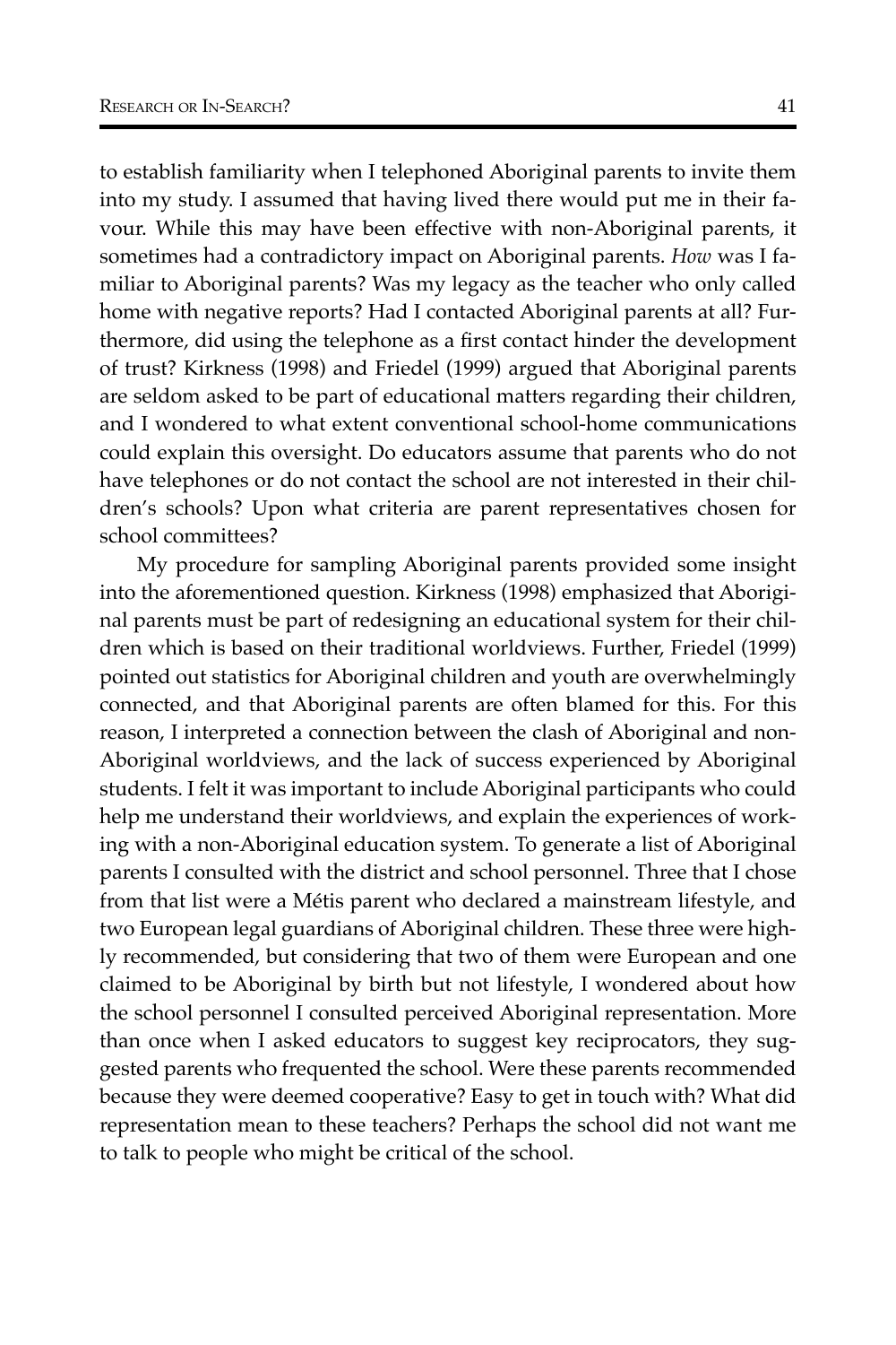to establish familiarity when I telephoned Aboriginal parents to invite them into my study. I assumed that having lived there would put me in their favour. While this may have been effective with non-Aboriginal parents, it sometimes had a contradictory impact on Aboriginal parents. *How* was I familiar to Aboriginal parents? Was my legacy as the teacher who only called home with negative reports? Had I contacted Aboriginal parents at all? Furthermore, did using the telephone as a first contact hinder the development of trust? Kirkness (1998) and Friedel (1999) argued that Aboriginal parents are seldom asked to be part of educational matters regarding their children, and I wondered to what extent conventional school-home communications could explain this oversight. Do educators assume that parents who do not have telephones or do not contact the school are not interested in their children's schools? Upon what criteria are parent representatives chosen for school committees?

My procedure for sampling Aboriginal parents provided some insight into the aforementioned question. Kirkness (1998) emphasized that Aboriginal parents must be part of redesigning an educational system for their children which is based on their traditional worldviews. Further, Friedel (1999) pointed out statistics for Aboriginal children and youth are overwhelmingly connected, and that Aboriginal parents are often blamed for this. For this reason, I interpreted a connection between the clash of Aboriginal and non-Aboriginal worldviews, and the lack of success experienced by Aboriginal students. I felt it was important to include Aboriginal participants who could help me understand their worldviews, and explain the experiences of working with a non-Aboriginal education system. To generate a list of Aboriginal parents I consulted with the district and school personnel. Three that I chose from that list were a Métis parent who declared a mainstream lifestyle, and two European legal guardians of Aboriginal children. These three were highly recommended, but considering that two of them were European and one claimed to be Aboriginal by birth but not lifestyle, I wondered about how the school personnel I consulted perceived Aboriginal representation. More than once when I asked educators to suggest key reciprocators, they suggested parents who frequented the school. Were these parents recommended because they were deemed cooperative? Easy to get in touch with? What did representation mean to these teachers? Perhaps the school did not want me to talk to people who might be critical of the school.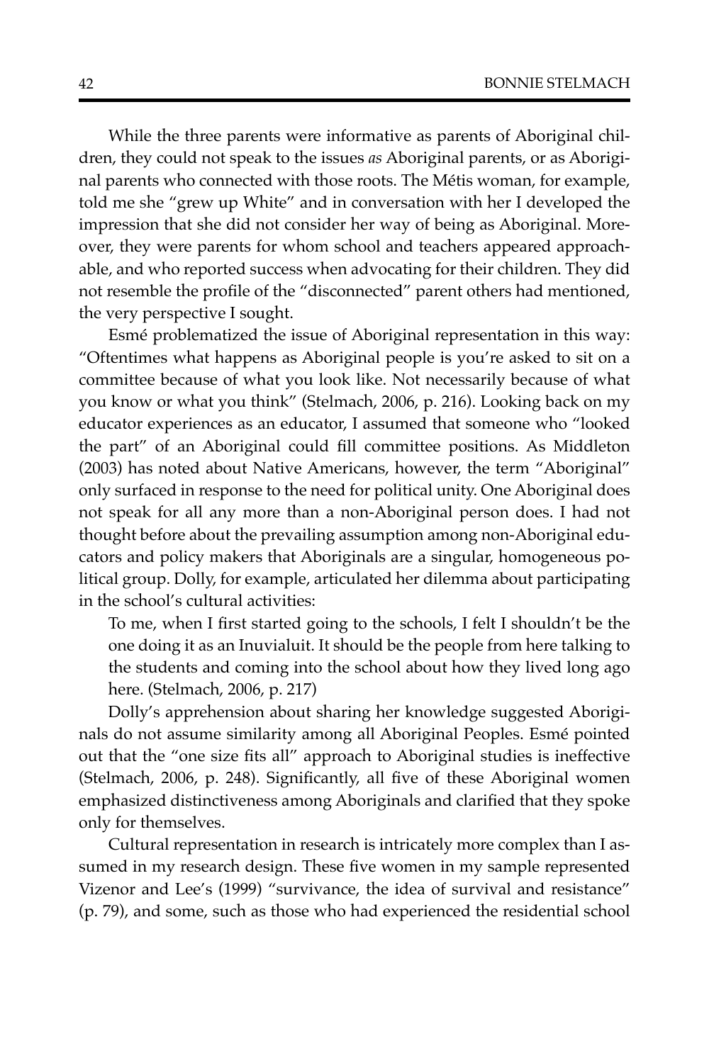While the three parents were informative as parents of Aboriginal children, they could not speak to the issues *as* Aboriginal parents, or as Aboriginal parents who connected with those roots. The Métis woman, for example, told me she "grew up White" and in conversation with her I developed the impression that she did not consider her way of being as Aboriginal. Moreover, they were parents for whom school and teachers appeared approachable, and who reported success when advocating for their children. They did not resemble the profile of the "disconnected" parent others had mentioned, the very perspective I sought.

Esmé problematized the issue of Aboriginal representation in this way: "Oftentimes what happens as Aboriginal people is you're asked to sit on a committee because of what you look like. Not necessarily because of what you know or what you think" (Stelmach, 2006, p. 216). Looking back on my educator experiences as an educator, I assumed that someone who "looked the part" of an Aboriginal could fill committee positions. As Middleton (2003) has noted about Native Americans, however, the term "Aboriginal" only surfaced in response to the need for political unity. One Aboriginal does not speak for all any more than a non-Aboriginal person does. I had not thought before about the prevailing assumption among non-Aboriginal educators and policy makers that Aboriginals are a singular, homogeneous political group. Dolly, for example, articulated her dilemma about participating in the school's cultural activities:

> To me, when I first started going to the schools, I felt I shouldn't be the one doing it as an Inuvialuit. It should be the people from here talking to the students and coming into the school about how they lived long ago here. (Stelmach, 2006, p. 217)

Dolly's apprehension about sharing her knowledge suggested Aboriginals do not assume similarity among all Aboriginal Peoples. Esmé pointed out that the "one size fits all" approach to Aboriginal studies is ineffective (Stelmach, 2006, p. 248). Significantly, all five of these Aboriginal women emphasized distinctiveness among Aboriginals and clarified that they spoke only for themselves.

Cultural representation in research is intricately more complex than I assumed in my research design. These five women in my sample represented Vizenor and Lee's (1999) "survivance, the idea of survival and resistance" (p. 79), and some, such as those who had experienced the residential school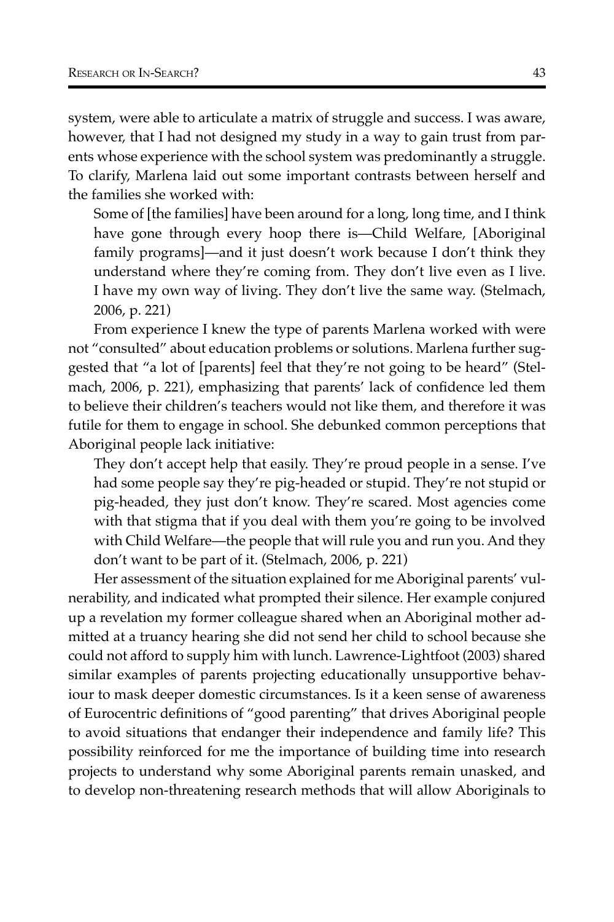system, were able to articulate a matrix of struggle and success. I was aware, however, that I had not designed my study in a way to gain trust from parents whose experience with the school system was predominantly a struggle. To clarify, Marlena laid out some important contrasts between herself and the families she worked with:

> Some of [the families] have been around for a long, long time, and I think have gone through every hoop there is—Child Welfare, [Aboriginal family programs]—and it just doesn't work because I don't think they understand where they're coming from. They don't live even as I live. I have my own way of living. They don't live the same way. (Stelmach, 2006, p. 221)

From experience I knew the type of parents Marlena worked with were not "consulted" about education problems or solutions. Marlena further suggested that "a lot of [parents] feel that they're not going to be heard" (Stelmach, 2006, p. 221), emphasizing that parents' lack of confidence led them to believe their children's teachers would not like them, and therefore it was futile for them to engage in school. She debunked common perceptions that Aboriginal people lack initiative:

> They don't accept help that easily. They're proud people in a sense. I've had some people say they're pig-headed or stupid. They're not stupid or pig-headed, they just don't know. They're scared. Most agencies come with that stigma that if you deal with them you're going to be involved with Child Welfare—the people that will rule you and run you. And they don't want to be part of it. (Stelmach, 2006, p. 221)

Her assessment of the situation explained for me Aboriginal parents' vulnerability, and indicated what prompted their silence. Her example conjured up a revelation my former colleague shared when an Aboriginal mother admitted at a truancy hearing she did not send her child to school because she could not afford to supply him with lunch. Lawrence-Lightfoot (2003) shared similar examples of parents projecting educationally unsupportive behaviour to mask deeper domestic circumstances. Is it a keen sense of awareness of Eurocentric definitions of "good parenting" that drives Aboriginal people to avoid situations that endanger their independence and family life? This possibility reinforced for me the importance of building time into research projects to understand why some Aboriginal parents remain unasked, and to develop non-threatening research methods that will allow Aboriginals to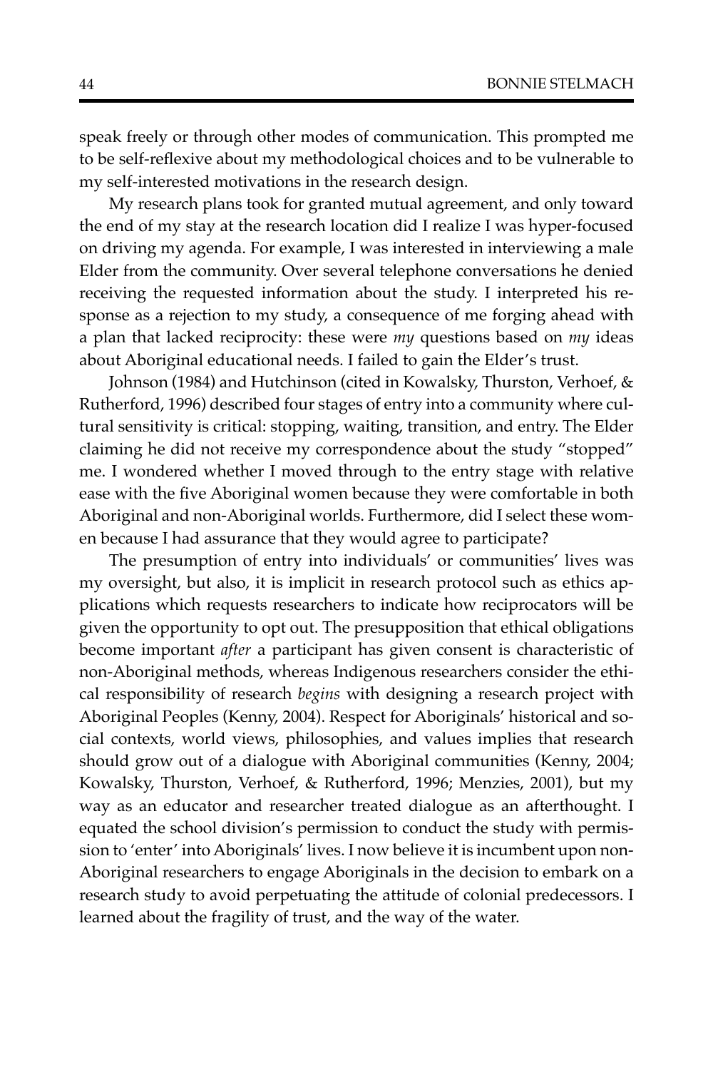speak freely or through other modes of communication. This prompted me to be self-reflexive about my methodological choices and to be vulnerable to my self-interested motivations in the research design.

My research plans took for granted mutual agreement, and only toward the end of my stay at the research location did I realize I was hyper-focused on driving my agenda. For example, I was interested in interviewing a male Elder from the community. Over several telephone conversations he denied receiving the requested information about the study. I interpreted his response as a rejection to my study, a consequence of me forging ahead with a plan that lacked reciprocity: these were *my* questions based on *my* ideas about Aboriginal educational needs. I failed to gain the Elder's trust.

Johnson (1984) and Hutchinson (cited in Kowalsky, Thurston, Verhoef, & Rutherford, 1996) described four stages of entry into a community where cultural sensitivity is critical: stopping, waiting, transition, and entry. The Elder claiming he did not receive my correspondence about the study "stopped" me. I wondered whether I moved through to the entry stage with relative ease with the five Aboriginal women because they were comfortable in both Aboriginal and non-Aboriginal worlds. Furthermore, did I select these women because I had assurance that they would agree to participate?

The presumption of entry into individuals' or communities' lives was my oversight, but also, it is implicit in research protocol such as ethics applications which requests researchers to indicate how reciprocators will be given the opportunity to opt out. The presupposition that ethical obligations become important *after* a participant has given consent is characteristic of non-Aboriginal methods, whereas Indigenous researchers consider the ethical responsibility of research *begins* with designing a research project with Aboriginal Peoples (Kenny, 2004). Respect for Aboriginals' historical and social contexts, world views, philosophies, and values implies that research should grow out of a dialogue with Aboriginal communities (Kenny, 2004; Kowalsky, Thurston, Verhoef, & Rutherford, 1996; Menzies, 2001), but my way as an educator and researcher treated dialogue as an afterthought. I equated the school division's permission to conduct the study with permission to 'enter' into Aboriginals' lives. I now believe it is incumbent upon non-Aboriginal researchers to engage Aboriginals in the decision to embark on a research study to avoid perpetuating the attitude of colonial predecessors. I learned about the fragility of trust, and the way of the water.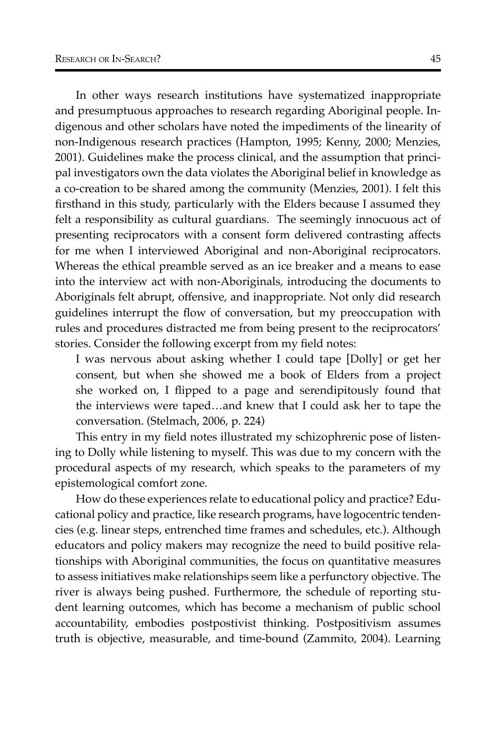In other ways research institutions have systematized inappropriate and presumptuous approaches to research regarding Aboriginal people. Indigenous and other scholars have noted the impediments of the linearity of non-Indigenous research practices (Hampton, 1995; Kenny, 2000; Menzies, 2001). Guidelines make the process clinical, and the assumption that principal investigators own the data violates the Aboriginal belief in knowledge as a co-creation to be shared among the community (Menzies, 2001). I felt this firsthand in this study, particularly with the Elders because I assumed they felt a responsibility as cultural guardians. The seemingly innocuous act of presenting reciprocators with a consent form delivered contrasting affects for me when I interviewed Aboriginal and non-Aboriginal reciprocators. Whereas the ethical preamble served as an ice breaker and a means to ease into the interview act with non-Aboriginals, introducing the documents to Aboriginals felt abrupt, offensive, and inappropriate. Not only did research guidelines interrupt the flow of conversation, but my preoccupation with rules and procedures distracted me from being present to the reciprocators' stories. Consider the following excerpt from my field notes:

> I was nervous about asking whether I could tape [Dolly] or get her consent, but when she showed me a book of Elders from a project she worked on, I flipped to a page and serendipitously found that the interviews were taped…and knew that I could ask her to tape the conversation. (Stelmach, 2006, p. 224)

This entry in my field notes illustrated my schizophrenic pose of listening to Dolly while listening to myself. This was due to my concern with the procedural aspects of my research, which speaks to the parameters of my epistemological comfort zone.

How do these experiences relate to educational policy and practice? Educational policy and practice, like research programs, have logocentric tendencies (e.g. linear steps, entrenched time frames and schedules, etc.). Although educators and policy makers may recognize the need to build positive relationships with Aboriginal communities, the focus on quantitative measures to assess initiatives make relationships seem like a perfunctory objective. The river is always being pushed. Furthermore, the schedule of reporting student learning outcomes, which has become a mechanism of public school accountability, embodies postpostivist thinking. Postpositivism assumes truth is objective, measurable, and time-bound (Zammito, 2004). Learning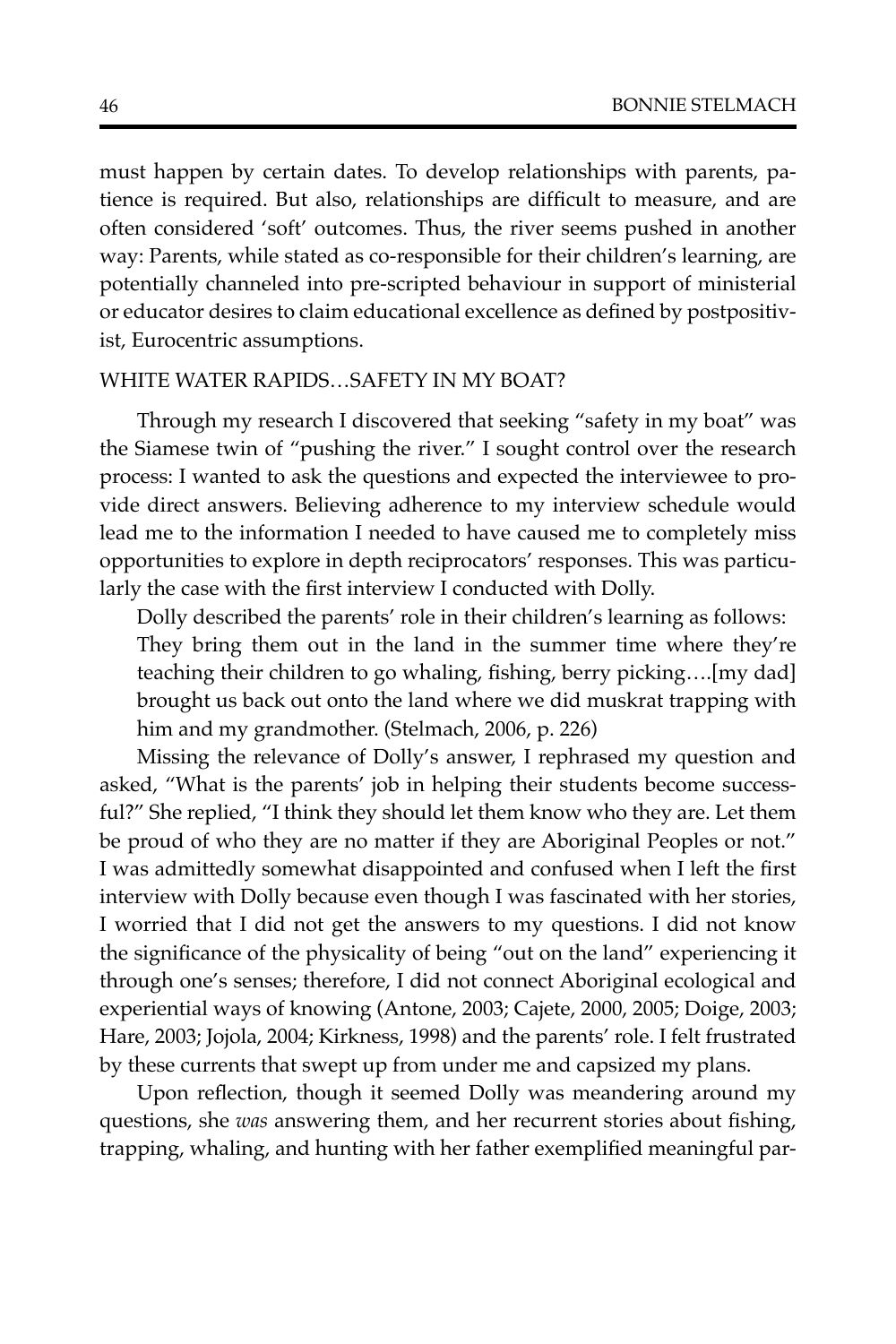must happen by certain dates. To develop relationships with parents, patience is required. But also, relationships are difficult to measure, and are often considered 'soft' outcomes. Thus, the river seems pushed in another way: Parents, while stated as co-responsible for their children's learning, are potentially channeled into pre-scripted behaviour in support of ministerial or educator desires to claim educational excellence as defined by postpositivist, Eurocentric assumptions.

## WHITE WATER RAPIDS…SAFETY IN MY BOAT?

Through my research I discovered that seeking "safety in my boat" was the Siamese twin of "pushing the river." I sought control over the research process: I wanted to ask the questions and expected the interviewee to provide direct answers. Believing adherence to my interview schedule would lead me to the information I needed to have caused me to completely miss opportunities to explore in depth reciprocators' responses. This was particularly the case with the first interview I conducted with Dolly.

Dolly described the parents' role in their children's learning as follows:

> They bring them out in the land in the summer time where they're teaching their children to go whaling, fishing, berry picking….[my dad] brought us back out onto the land where we did muskrat trapping with him and my grandmother. (Stelmach, 2006, p. 226)

Missing the relevance of Dolly's answer, I rephrased my question and asked, "What is the parents' job in helping their students become successful?" She replied, "I think they should let them know who they are. Let them be proud of who they are no matter if they are Aboriginal Peoples or not." I was admittedly somewhat disappointed and confused when I left the first interview with Dolly because even though I was fascinated with her stories, I worried that I did not get the answers to my questions. I did not know the significance of the physicality of being "out on the land" experiencing it through one's senses; therefore, I did not connect Aboriginal ecological and experiential ways of knowing (Antone, 2003; Cajete, 2000, 2005; Doige, 2003; Hare, 2003; Jojola, 2004; Kirkness, 1998) and the parents' role. I felt frustrated by these currents that swept up from under me and capsized my plans.

Upon reflection, though it seemed Dolly was meandering around my questions, she *was* answering them, and her recurrent stories about fishing, trapping, whaling, and hunting with her father exemplified meaningful par-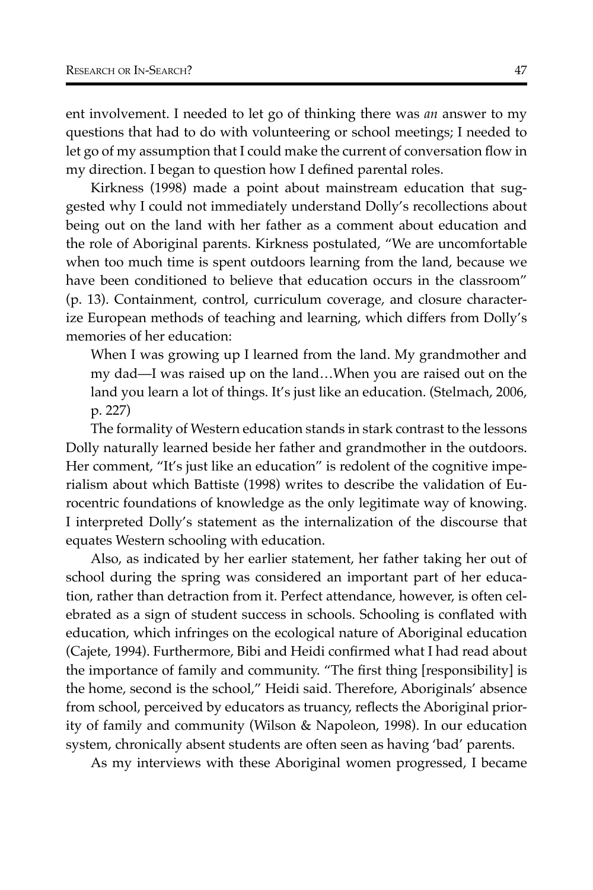ent involvement. I needed to let go of thinking there was *an* answer to my questions that had to do with volunteering or school meetings; I needed to let go of my assumption that I could make the current of conversation flow in my direction. I began to question how I defined parental roles.

Kirkness (1998) made a point about mainstream education that suggested why I could not immediately understand Dolly's recollections about being out on the land with her father as a comment about education and the role of Aboriginal parents. Kirkness postulated, "We are uncomfortable when too much time is spent outdoors learning from the land, because we have been conditioned to believe that education occurs in the classroom" (p. 13). Containment, control, curriculum coverage, and closure characterize European methods of teaching and learning, which differs from Dolly's memories of her education:

> When I was growing up I learned from the land. My grandmother and my dad—I was raised up on the land…When you are raised out on the land you learn a lot of things. It's just like an education. (Stelmach, 2006, p. 227)

The formality of Western education stands in stark contrast to the lessons Dolly naturally learned beside her father and grandmother in the outdoors. Her comment, "It's just like an education" is redolent of the cognitive imperialism about which Battiste (1998) writes to describe the validation of Eurocentric foundations of knowledge as the only legitimate way of knowing. I interpreted Dolly's statement as the internalization of the discourse that equates Western schooling with education.

Also, as indicated by her earlier statement, her father taking her out of school during the spring was considered an important part of her education, rather than detraction from it. Perfect attendance, however, is often celebrated as a sign of student success in schools. Schooling is conflated with education, which infringes on the ecological nature of Aboriginal education (Cajete, 1994). Furthermore, Bibi and Heidi confirmed what I had read about the importance of family and community. "The first thing [responsibility] is the home, second is the school," Heidi said. Therefore, Aboriginals' absence from school, perceived by educators as truancy, reflects the Aboriginal priority of family and community (Wilson & Napoleon, 1998). In our education system, chronically absent students are often seen as having 'bad' parents.

As my interviews with these Aboriginal women progressed, I became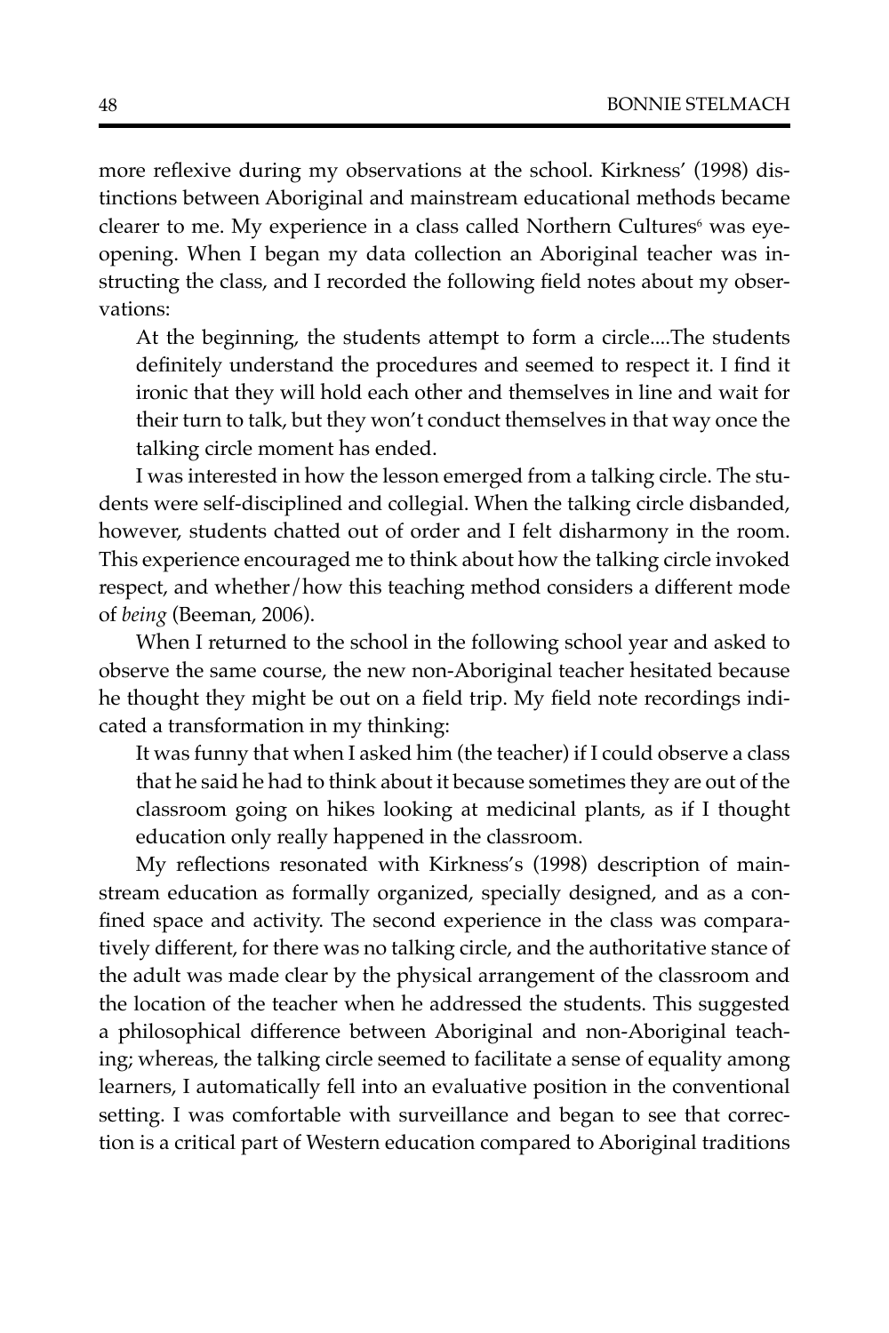more reflexive during my observations at the school. Kirkness' (1998) distinctions between Aboriginal and mainstream educational methods became clearer to me. My experience in a class called Northern Cultures[6] was eye-opening. When I began my data collection an Aboriginal teacher was instructing the class, and I recorded the following field notes about my observations:

> At the beginning, the students attempt to form a circle....The students definitely understand the procedures and seemed to respect it. I find it ironic that they will hold each other and themselves in line and wait for their turn to talk, but they won't conduct themselves in that way once the talking circle moment has ended.

I was interested in how the lesson emerged from a talking circle. The students were self-disciplined and collegial. When the talking circle disbanded, however, students chatted out of order and I felt disharmony in the room. This experience encouraged me to think about how the talking circle invoked respect, and whether/how this teaching method considers a different mode of *being* (Beeman, 2006).

When I returned to the school in the following school year and asked to observe the same course, the new non-Aboriginal teacher hesitated because he thought they might be out on a field trip. My field note recordings indicated a transformation in my thinking:

> It was funny that when I asked him (the teacher) if I could observe a class that he said he had to think about it because sometimes they are out of the classroom going on hikes looking at medicinal plants, as if I thought education only really happened in the classroom.

My reflections resonated with Kirkness's (1998) description of mainstream education as formally organized, specially designed, and as a confined space and activity. The second experience in the class was comparatively different, for there was no talking circle, and the authoritative stance of the adult was made clear by the physical arrangement of the classroom and the location of the teacher when he addressed the students. This suggested a philosophical difference between Aboriginal and non-Aboriginal teaching; whereas, the talking circle seemed to facilitate a sense of equality among learners, I automatically fell into an evaluative position in the conventional setting. I was comfortable with surveillance and began to see that correction is a critical part of Western education compared to Aboriginal traditions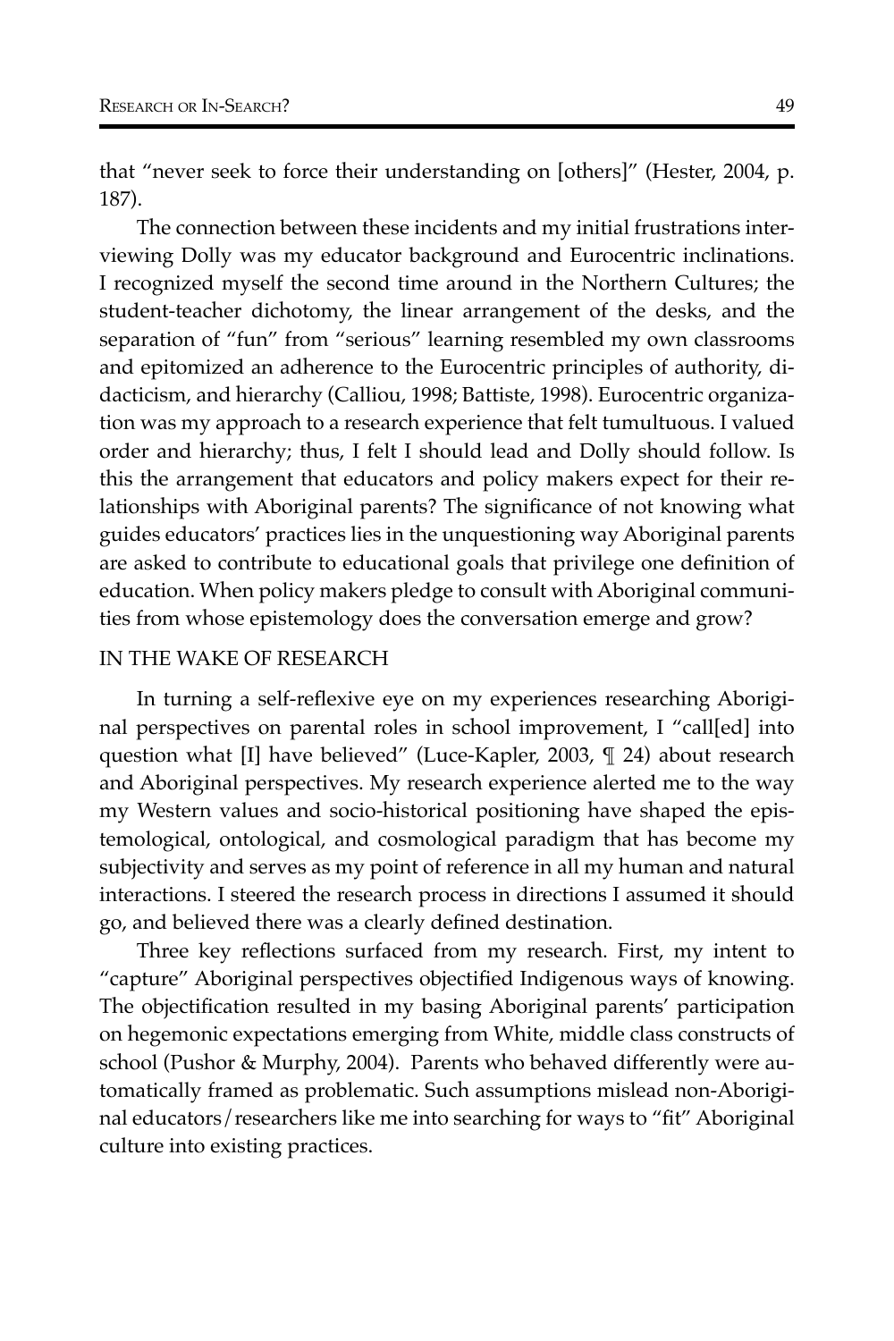that "never seek to force their understanding on [others]" (Hester, 2004, p. 187).

The connection between these incidents and my initial frustrations interviewing Dolly was my educator background and Eurocentric inclinations. I recognized myself the second time around in the Northern Cultures; the student-teacher dichotomy, the linear arrangement of the desks, and the separation of "fun" from "serious" learning resembled my own classrooms and epitomized an adherence to the Eurocentric principles of authority, didacticism, and hierarchy (Calliou, 1998; Battiste, 1998). Eurocentric organization was my approach to a research experience that felt tumultuous. I valued order and hierarchy; thus, I felt I should lead and Dolly should follow. Is this the arrangement that educators and policy makers expect for their relationships with Aboriginal parents? The significance of not knowing what guides educators' practices lies in the unquestioning way Aboriginal parents are asked to contribute to educational goals that privilege one definition of education. When policy makers pledge to consult with Aboriginal communities from whose epistemology does the conversation emerge and grow?

## IN THE WAKE OF RESEARCH

In turning a self-reflexive eye on my experiences researching Aboriginal perspectives on parental roles in school improvement, I "call[ed] into question what [I] have believed" (Luce-Kapler, 2003, ¶ 24) about research and Aboriginal perspectives. My research experience alerted me to the way my Western values and socio-historical positioning have shaped the epistemological, ontological, and cosmological paradigm that has become my subjectivity and serves as my point of reference in all my human and natural interactions. I steered the research process in directions I assumed it should go, and believed there was a clearly defined destination.

Three key reflections surfaced from my research. First, my intent to "capture" Aboriginal perspectives objectified Indigenous ways of knowing. The objectification resulted in my basing Aboriginal parents' participation on hegemonic expectations emerging from White, middle class constructs of school (Pushor & Murphy, 2004). Parents who behaved differently were automatically framed as problematic. Such assumptions mislead non-Aboriginal educators/researchers like me into searching for ways to "fit" Aboriginal culture into existing practices.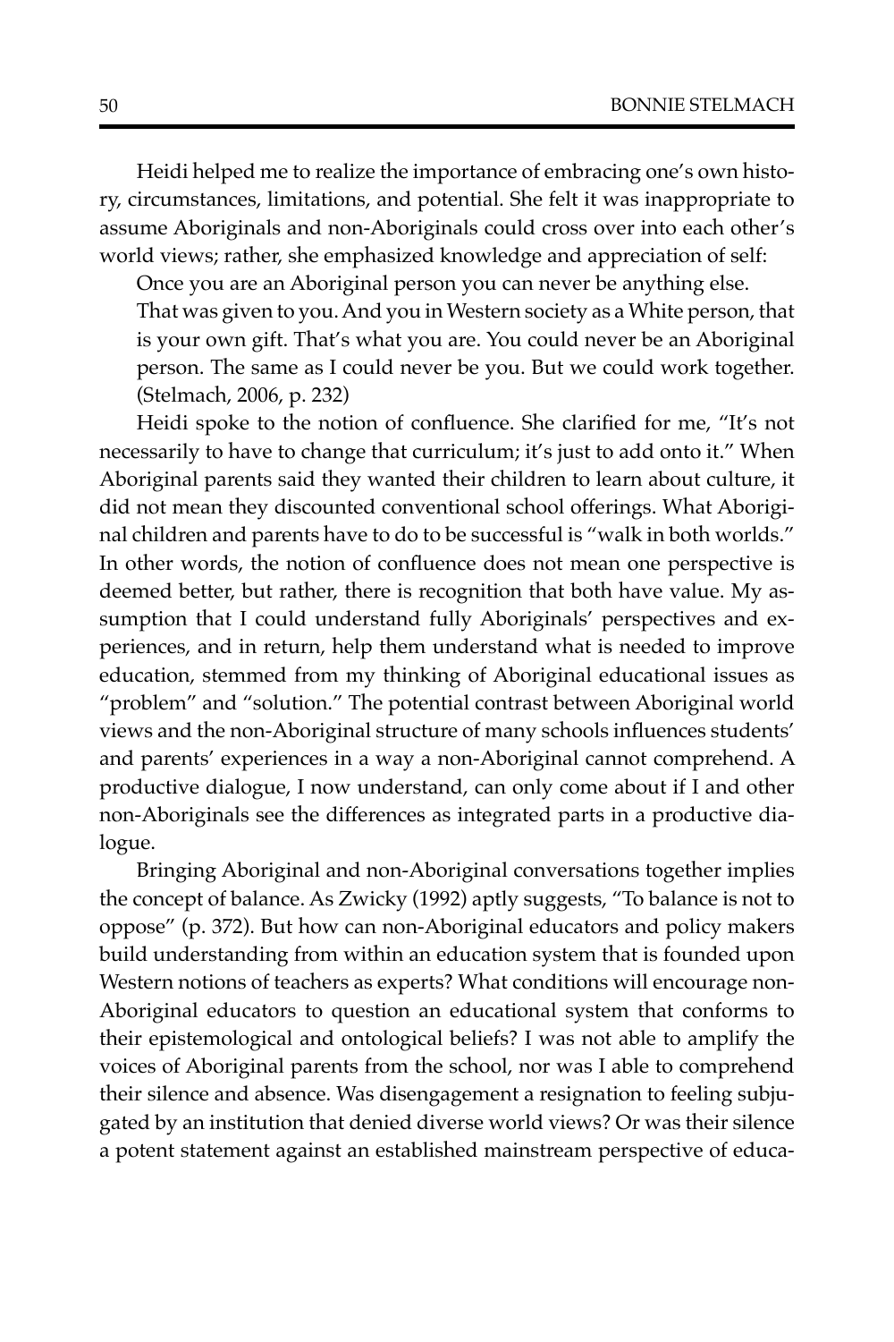Heidi helped me to realize the importance of embracing one's own history, circumstances, limitations, and potential. She felt it was inappropriate to assume Aboriginals and non-Aboriginals could cross over into each other's world views; rather, she emphasized knowledge and appreciation of self:

> Once you are an Aboriginal person you can never be anything else. That was given to you. And you in Western society as a White person, that is your own gift. That's what you are. You could never be an Aboriginal person. The same as I could never be you. But we could work together. (Stelmach, 2006, p. 232)

Heidi spoke to the notion of confluence. She clarified for me, "It's not necessarily to have to change that curriculum; it's just to add onto it." When Aboriginal parents said they wanted their children to learn about culture, it did not mean they discounted conventional school offerings. What Aboriginal children and parents have to do to be successful is "walk in both worlds." In other words, the notion of confluence does not mean one perspective is deemed better, but rather, there is recognition that both have value. My assumption that I could understand fully Aboriginals' perspectives and experiences, and in return, help them understand what is needed to improve education, stemmed from my thinking of Aboriginal educational issues as "problem" and "solution." The potential contrast between Aboriginal world views and the non-Aboriginal structure of many schools influences students' and parents' experiences in a way a non-Aboriginal cannot comprehend. A productive dialogue, I now understand, can only come about if I and other non-Aboriginals see the differences as integrated parts in a productive dialogue.

Bringing Aboriginal and non-Aboriginal conversations together implies the concept of balance. As Zwicky (1992) aptly suggests, "To balance is not to oppose" (p. 372). But how can non-Aboriginal educators and policy makers build understanding from within an education system that is founded upon Western notions of teachers as experts? What conditions will encourage non-Aboriginal educators to question an educational system that conforms to their epistemological and ontological beliefs? I was not able to amplify the voices of Aboriginal parents from the school, nor was I able to comprehend their silence and absence. Was disengagement a resignation to feeling subjugated by an institution that denied diverse world views? Or was their silence a potent statement against an established mainstream perspective of educa-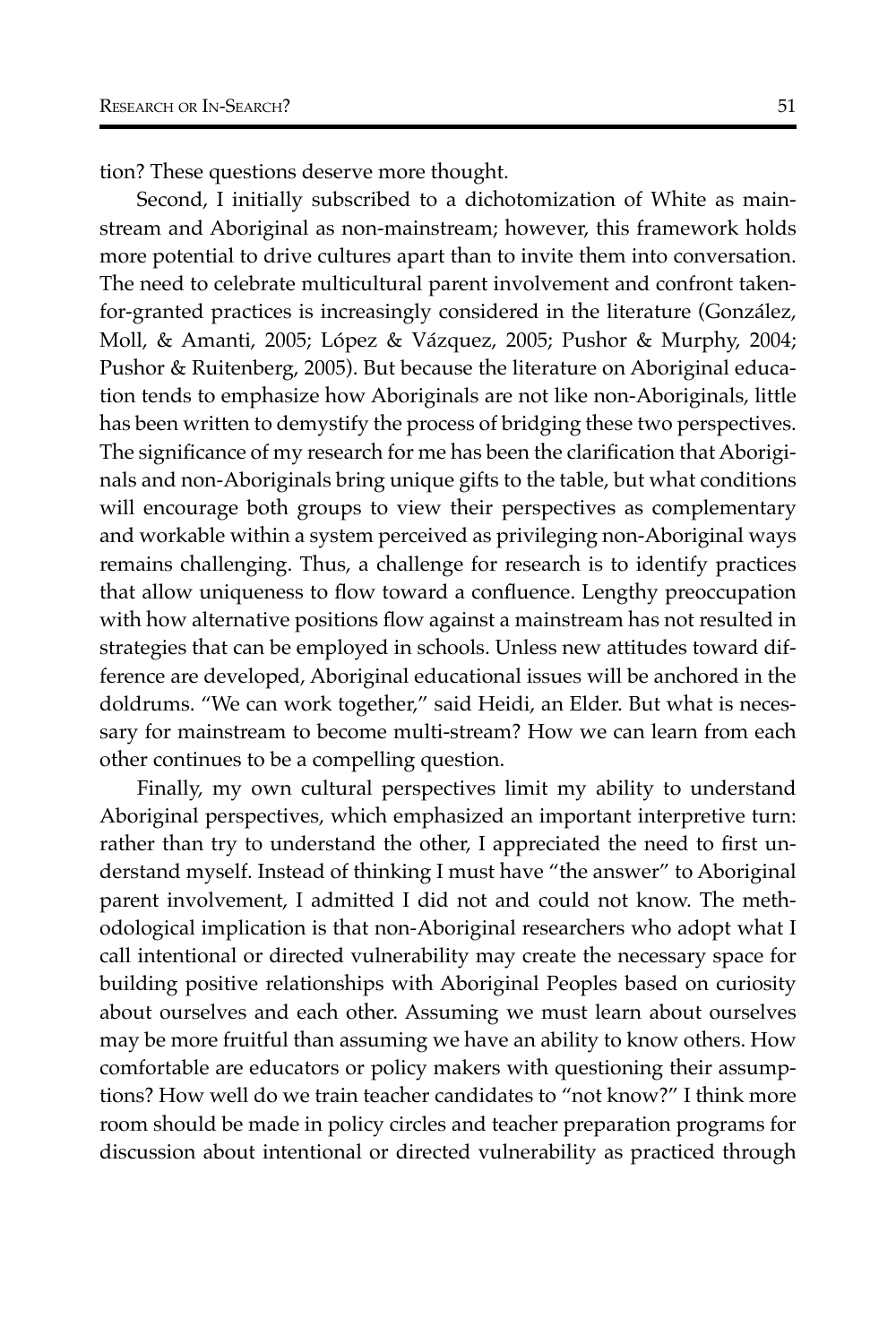tion? These questions deserve more thought.

Second, I initially subscribed to a dichotomization of White as mainstream and Aboriginal as non-mainstream; however, this framework holds more potential to drive cultures apart than to invite them into conversation. The need to celebrate multicultural parent involvement and confront taken-for-granted practices is increasingly considered in the literature (González, Moll, & Amanti, 2005; López & Vázquez, 2005; Pushor & Murphy, 2004; Pushor & Ruitenberg, 2005). But because the literature on Aboriginal education tends to emphasize how Aboriginals are not like non-Aboriginals, little has been written to demystify the process of bridging these two perspectives. The significance of my research for me has been the clarification that Aboriginals and non-Aboriginals bring unique gifts to the table, but what conditions will encourage both groups to view their perspectives as complementary and workable within a system perceived as privileging non-Aboriginal ways remains challenging. Thus, a challenge for research is to identify practices that allow uniqueness to flow toward a confluence. Lengthy preoccupation with how alternative positions flow against a mainstream has not resulted in strategies that can be employed in schools. Unless new attitudes toward difference are developed, Aboriginal educational issues will be anchored in the doldrums. "We can work together," said Heidi, an Elder. But what is necessary for mainstream to become multi-stream? How we can learn from each other continues to be a compelling question.

Finally, my own cultural perspectives limit my ability to understand Aboriginal perspectives, which emphasized an important interpretive turn: rather than try to understand the other, I appreciated the need to first understand myself. Instead of thinking I must have "the answer" to Aboriginal parent involvement, I admitted I did not and could not know. The methodological implication is that non-Aboriginal researchers who adopt what I call intentional or directed vulnerability may create the necessary space for building positive relationships with Aboriginal Peoples based on curiosity about ourselves and each other. Assuming we must learn about ourselves may be more fruitful than assuming we have an ability to know others. How comfortable are educators or policy makers with questioning their assumptions? How well do we train teacher candidates to "not know?" I think more room should be made in policy circles and teacher preparation programs for discussion about intentional or directed vulnerability as practiced through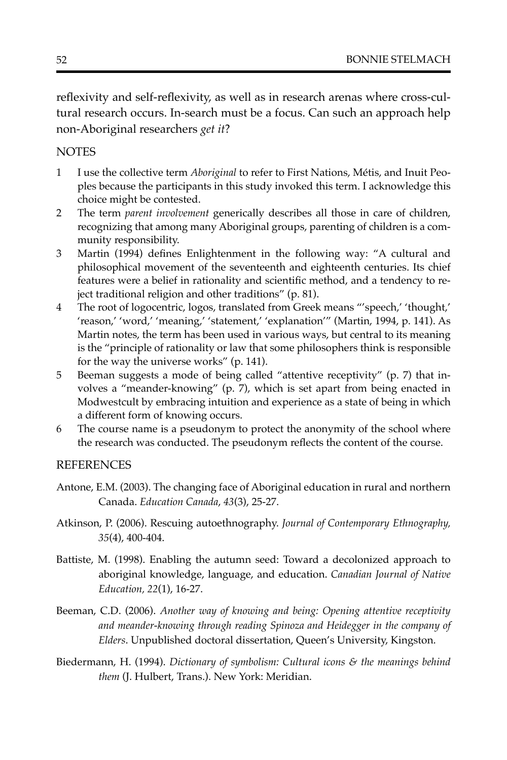reflexivity and self-reflexivity, as well as in research arenas where cross-cultural research occurs. In-search must be a focus. Can such an approach help non-Aboriginal researchers *get it*?

## NOTES

1. I use the collective term *Aboriginal* to refer to First Nations, Métis, and Inuit Peoples because the participants in this study invoked this term. I acknowledge this choice might be contested.
2. The term *parent involvement* generically describes all those in care of children, recognizing that among many Aboriginal groups, parenting of children is a community responsibility.
3. Martin (1994) defines Enlightenment in the following way: "A cultural and philosophical movement of the seventeenth and eighteenth centuries. Its chief features were a belief in rationality and scientific method, and a tendency to reject traditional religion and other traditions" (p. 81).
4. The root of logocentric, logos, translated from Greek means "'speech,' 'thought,' 'reason,' 'word,' 'meaning,' 'statement,' 'explanation'" (Martin, 1994, p. 141). As Martin notes, the term has been used in various ways, but central to its meaning is the "principle of rationality or law that some philosophers think is responsible for the way the universe works" (p. 141).
5. Beeman suggests a mode of being called "attentive receptivity" (p. 7) that involves a "meander-knowing" (p. 7), which is set apart from being enacted in Modwestcult by embracing intuition and experience as a state of being in which a different form of knowing occurs.
6. The course name is a pseudonym to protect the anonymity of the school where the research was conducted. The pseudonym reflects the content of the course.

## REFERENCES

Antone, E.M. (2003). The changing face of Aboriginal education in rural and northern Canada. *Education Canada*, *43*(3), 25-27.

Atkinson, P. (2006). Rescuing autoethnography. *Journal of Contemporary Ethnography, 35*(4), 400-404.

Battiste, M. (1998). Enabling the autumn seed: Toward a decolonized approach to aboriginal knowledge, language, and education. *Canadian Journal of Native Education, 22*(1), 16-27.

Beeman, C.D. (2006). *Another way of knowing and being: Opening attentive receptivity and meander-knowing through reading Spinoza and Heidegger in the company of Elders*. Unpublished doctoral dissertation, Queen's University, Kingston.

Biedermann, H. (1994). *Dictionary of symbolism: Cultural icons & the meanings behind them* (J. Hulbert, Trans.). New York: Meridian.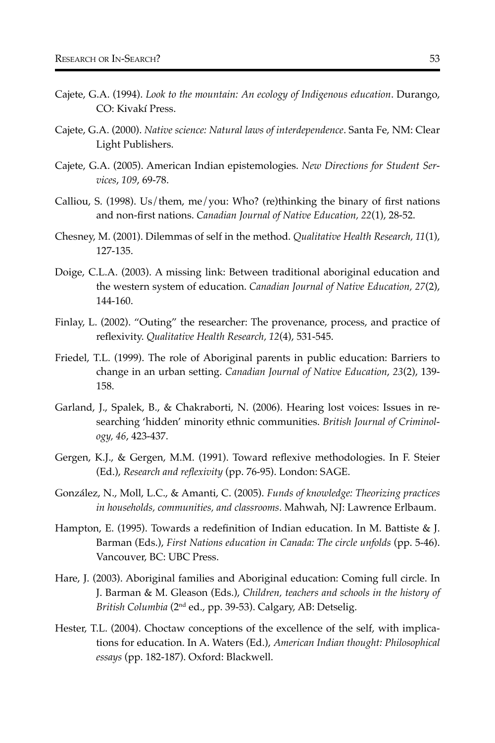Cajete, G.A. (1994). *Look to the mountain: An ecology of Indigenous education*. Durango, CO: Kivakí Press.

Cajete, G.A. (2000). *Native science: Natural laws of interdependence*. Santa Fe, NM: Clear Light Publishers.

Cajete, G.A. (2005). American Indian epistemologies. *New Directions for Student Services*, *109*, 69-78.

Calliou, S. (1998). Us/them, me/you: Who? (re)thinking the binary of first nations and non-first nations. *Canadian Journal of Native Education, 22*(1), 28-52.

Chesney, M. (2001). Dilemmas of self in the method. *Qualitative Health Research, 11*(1), 127-135.

Doige, C.L.A. (2003). A missing link: Between traditional aboriginal education and the western system of education. *Canadian Journal of Native Education, 27*(2), 144-160.

Finlay, L. (2002). "Outing" the researcher: The provenance, process, and practice of reflexivity. *Qualitative Health Research, 12*(4), 531-545.

Friedel, T.L. (1999). The role of Aboriginal parents in public education: Barriers to change in an urban setting. *Canadian Journal of Native Education*, *23*(2), 139-158.

Garland, J., Spalek, B., & Chakraborti, N. (2006). Hearing lost voices: Issues in researching 'hidden' minority ethnic communities. *British Journal of Criminology*, *46*, 423-437.

Gergen, K.J., & Gergen, M.M. (1991). Toward reflexive methodologies. In F. Steier (Ed.), *Research and reflexivity* (pp. 76-95). London: SAGE.

González, N., Moll, L.C., & Amanti, C. (2005). *Funds of knowledge: Theorizing practices in households, communities, and classrooms*. Mahwah, NJ: Lawrence Erlbaum.

Hampton, E. (1995). Towards a redefinition of Indian education. In M. Battiste & J. Barman (Eds.), *First Nations education in Canada: The circle unfolds* (pp. 5-46). Vancouver, BC: UBC Press.

Hare, J. (2003). Aboriginal families and Aboriginal education: Coming full circle. In J. Barman & M. Gleason (Eds.), *Children, teachers and schools in the history of British Columbia* (2nd ed., pp. 39-53). Calgary, AB: Detselig.

Hester, T.L. (2004). Choctaw conceptions of the excellence of the self, with implications for education. In A. Waters (Ed.), *American Indian thought: Philosophical essays* (pp. 182-187). Oxford: Blackwell.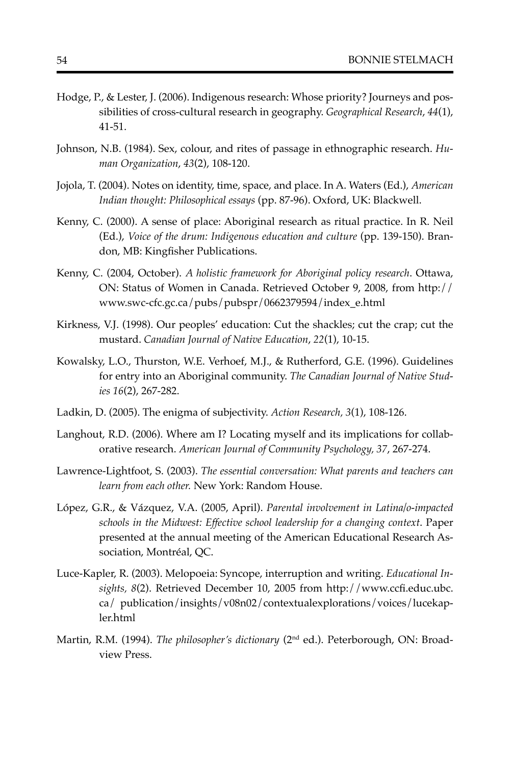Hodge, P., & Lester, J. (2006). Indigenous research: Whose priority? Journeys and possibilities of cross-cultural research in geography. *Geographical Research*, *44*(1), 41-51.

Johnson, N.B. (1984). Sex, colour, and rites of passage in ethnographic research. *Human Organization*, *43*(2), 108-120.

Jojola, T. (2004). Notes on identity, time, space, and place. In A. Waters (Ed.), *American Indian thought: Philosophical essays* (pp. 87-96). Oxford, UK: Blackwell.

Kenny, C. (2000). A sense of place: Aboriginal research as ritual practice. In R. Neil (Ed.), *Voice of the drum: Indigenous education and culture* (pp. 139-150). Brandon, MB: Kingfisher Publications.

Kenny, C. (2004, October). *A holistic framework for Aboriginal policy research*. Ottawa, ON: Status of Women in Canada. Retrieved October 9, 2008, from http://www.swc-cfc.gc.ca/pubs/pubspr/0662379594/index_e.html

Kirkness, V.J. (1998). Our peoples' education: Cut the shackles; cut the crap; cut the mustard. *Canadian Journal of Native Education*, *22*(1), 10-15.

Kowalsky, L.O., Thurston, W.E. Verhoef, M.J., & Rutherford, G.E. (1996). Guidelines for entry into an Aboriginal community. *The Canadian Journal of Native Studies 16*(2), 267-282.

Ladkin, D. (2005). The enigma of subjectivity. *Action Research, 3*(1), 108-126.

Langhout, R.D. (2006). Where am I? Locating myself and its implications for collaborative research. *American Journal of Community Psychology, 37*, 267-274.

Lawrence-Lightfoot, S. (2003). *The essential conversation: What parents and teachers can learn from each other.* New York: Random House.

López, G.R., & Vázquez, V.A. (2005, April). *Parental involvement in Latina/o-impacted schools in the Midwest: Effective school leadership for a changing context*. Paper presented at the annual meeting of the American Educational Research Association, Montréal, QC.

Luce-Kapler, R. (2003). Melopoeia: Syncope, interruption and writing. *Educational Insights, 8*(2). Retrieved December 10, 2005 from http://www.ccfi.educ.ubc.ca/ publication/insights/v08n02/contextualexplorations/voices/lucekapler.html

Martin, R.M. (1994). *The philosopher's dictionary* (2nd ed.). Peterborough, ON: Broadview Press.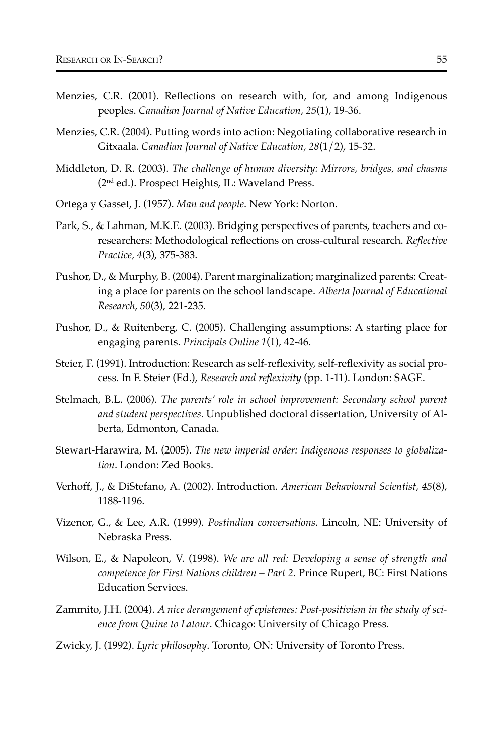Menzies, C.R. (2001). Reflections on research with, for, and among Indigenous peoples. *Canadian Journal of Native Education, 25*(1), 19-36.

Menzies, C.R. (2004). Putting words into action: Negotiating collaborative research in Gitxaala. *Canadian Journal of Native Education, 28*(1/2), 15-32.

Middleton, D. R. (2003). *The challenge of human diversity: Mirrors, bridges, and chasms* (2nd ed.). Prospect Heights, IL: Waveland Press.

Ortega y Gasset, J. (1957). *Man and people*. New York: Norton.

Park, S., & Lahman, M.K.E. (2003). Bridging perspectives of parents, teachers and co-researchers: Methodological reflections on cross-cultural research. *Reflective Practice, 4*(3), 375-383.

Pushor, D., & Murphy, B. (2004). Parent marginalization; marginalized parents: Creating a place for parents on the school landscape. *Alberta Journal of Educational Research*, *50*(3), 221-235.

Pushor, D., & Ruitenberg, C. (2005). Challenging assumptions: A starting place for engaging parents. *Principals Online 1*(1), 42-46.

Steier, F. (1991). Introduction: Research as self-reflexivity, self-reflexivity as social process. In F. Steier (Ed.), *Research and reflexivity* (pp. 1-11). London: SAGE.

Stelmach, B.L. (2006). *The parents' role in school improvement: Secondary school parent and student perspectives.* Unpublished doctoral dissertation, University of Alberta, Edmonton, Canada.

Stewart-Harawira, M. (2005). *The new imperial order: Indigenous responses to globalization*. London: Zed Books.

Verhoff, J., & DiStefano, A. (2002). Introduction. *American Behavioural Scientist, 45*(8), 1188-1196.

Vizenor, G., & Lee, A.R. (1999). *Postindian conversations*. Lincoln, NE: University of Nebraska Press.

Wilson, E., & Napoleon, V. (1998). *We are all red: Developing a sense of strength and competence for First Nations children – Part 2.* Prince Rupert, BC: First Nations Education Services.

Zammito, J.H. (2004). *A nice derangement of epistemes: Post-positivism in the study of science from Quine to Latour*. Chicago: University of Chicago Press.

Zwicky, J. (1992). *Lyric philosophy*. Toronto, ON: University of Toronto Press.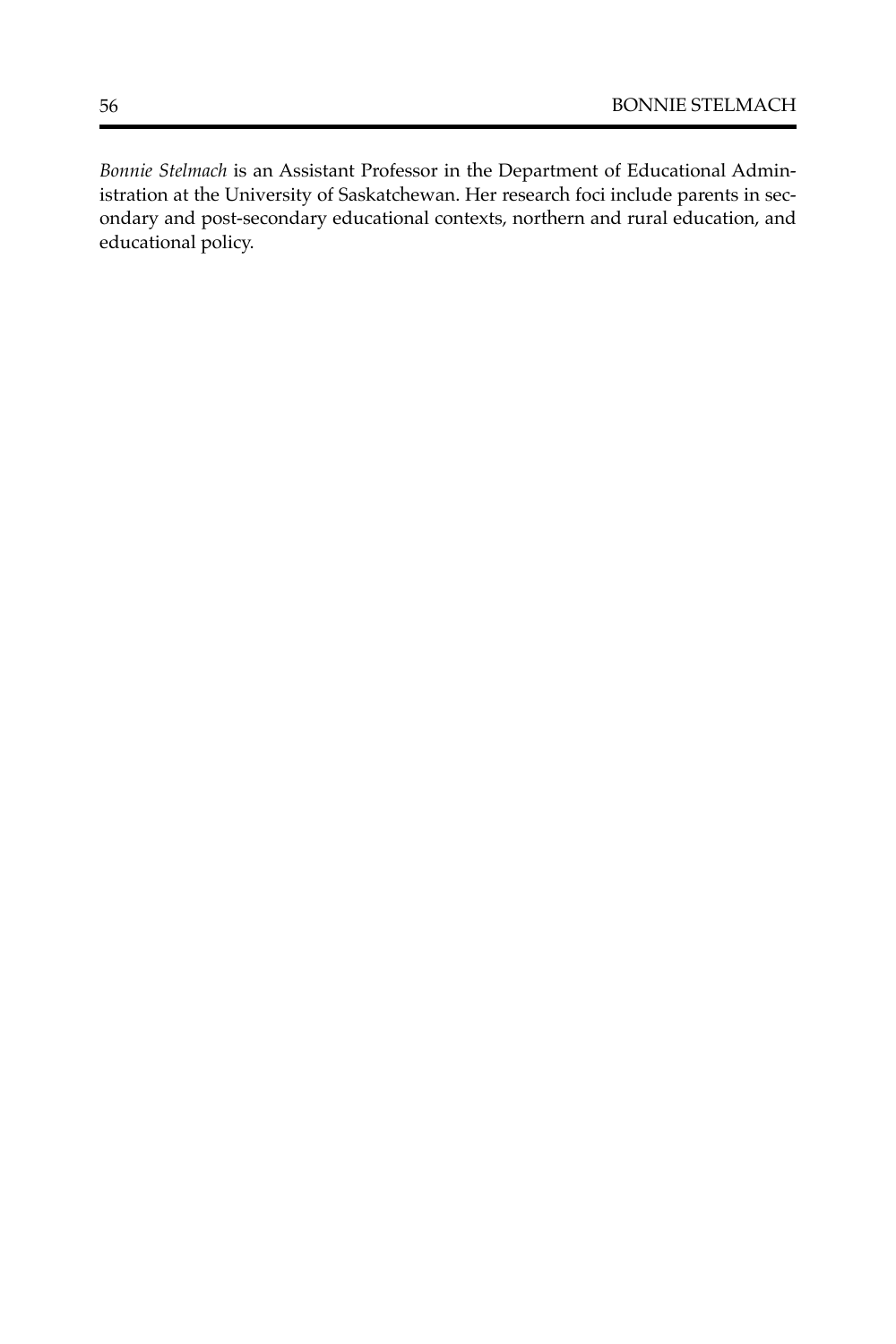*Bonnie Stelmach* is an Assistant Professor in the Department of Educational Administration at the University of Saskatchewan. Her research foci include parents in secondary and post-secondary educational contexts, northern and rural education, and educational policy.